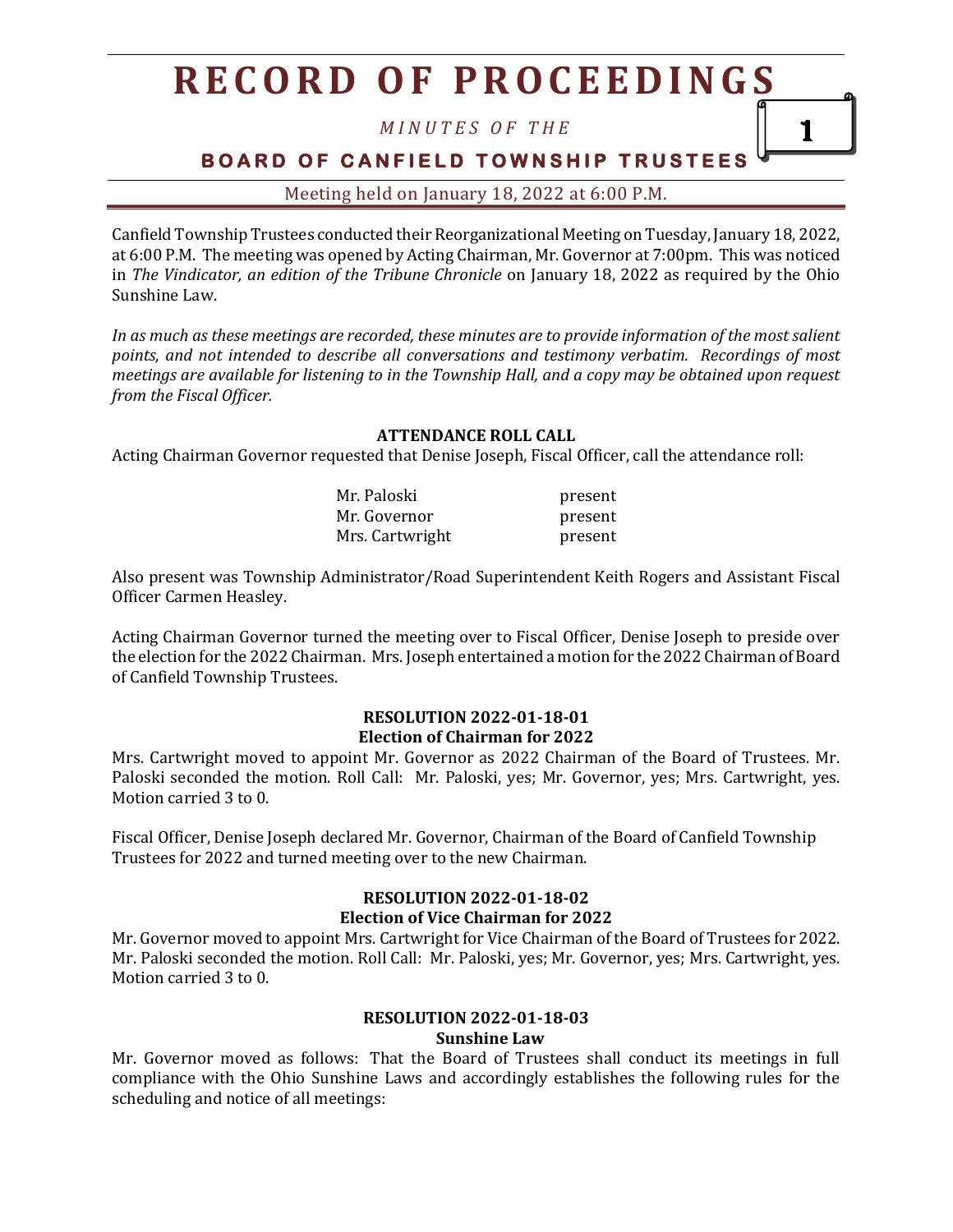# RECORD OF PROCEEDINGS

*MINUTES OF THE*

**BOARD OF CANFIELD TOWNSHIP TRUSTEES**

Meeting held on January 18, 2022 at 6:00 P.M.

Canfield Township Trustees conducted their Reorganizational Meeting on Tuesday, January 18, 2022, at 6:00 P.M. The meeting was opened by Acting Chairman, Mr. Governor at 7:00pm. This was noticed in *The Vindicator, an edition of the Tribune Chronicle* on January 18, 2022 as required by the Ohio Sunshine Law.

*In as much as these meetings are recorded, these minutes are to provide information of the most salient points, and not intended to describe all conversations and testimony verbatim. Recordings of most meetings are available for listening to in the Township Hall, and a copy may be obtained upon request from the Fiscal Officer.*

**ATTENDANCE ROLL CALL**

Acting Chairman Governor requested that Denise Joseph, Fiscal Officer, call the attendance roll:

| | |
|---|---|
| Mr. Paloski | present |
| Mr. Governor | present |
| Mrs. Cartwright | present |

Also present was Township Administrator/Road Superintendent Keith Rogers and Assistant Fiscal Officer Carmen Heasley.

Acting Chairman Governor turned the meeting over to Fiscal Officer, Denise Joseph to preside over the election for the 2022 Chairman. Mrs. Joseph entertained a motion for the 2022 Chairman of Board of Canfield Township Trustees.

**RESOLUTION 2022-01-18-01**
**Election of Chairman for 2022**

Mrs. Cartwright moved to appoint Mr. Governor as 2022 Chairman of the Board of Trustees. Mr. Paloski seconded the motion. Roll Call: Mr. Paloski, yes; Mr. Governor, yes; Mrs. Cartwright, yes. Motion carried 3 to 0.

Fiscal Officer, Denise Joseph declared Mr. Governor, Chairman of the Board of Canfield Township Trustees for 2022 and turned meeting over to the new Chairman.

**RESOLUTION 2022-01-18-02**
**Election of Vice Chairman for 2022**

Mr. Governor moved to appoint Mrs. Cartwright for Vice Chairman of the Board of Trustees for 2022. Mr. Paloski seconded the motion. Roll Call: Mr. Paloski, yes; Mr. Governor, yes; Mrs. Cartwright, yes. Motion carried 3 to 0.

**RESOLUTION 2022-01-18-03**
**Sunshine Law**

Mr. Governor moved as follows: That the Board of Trustees shall conduct its meetings in full compliance with the Ohio Sunshine Laws and accordingly establishes the following rules for the scheduling and notice of all meetings: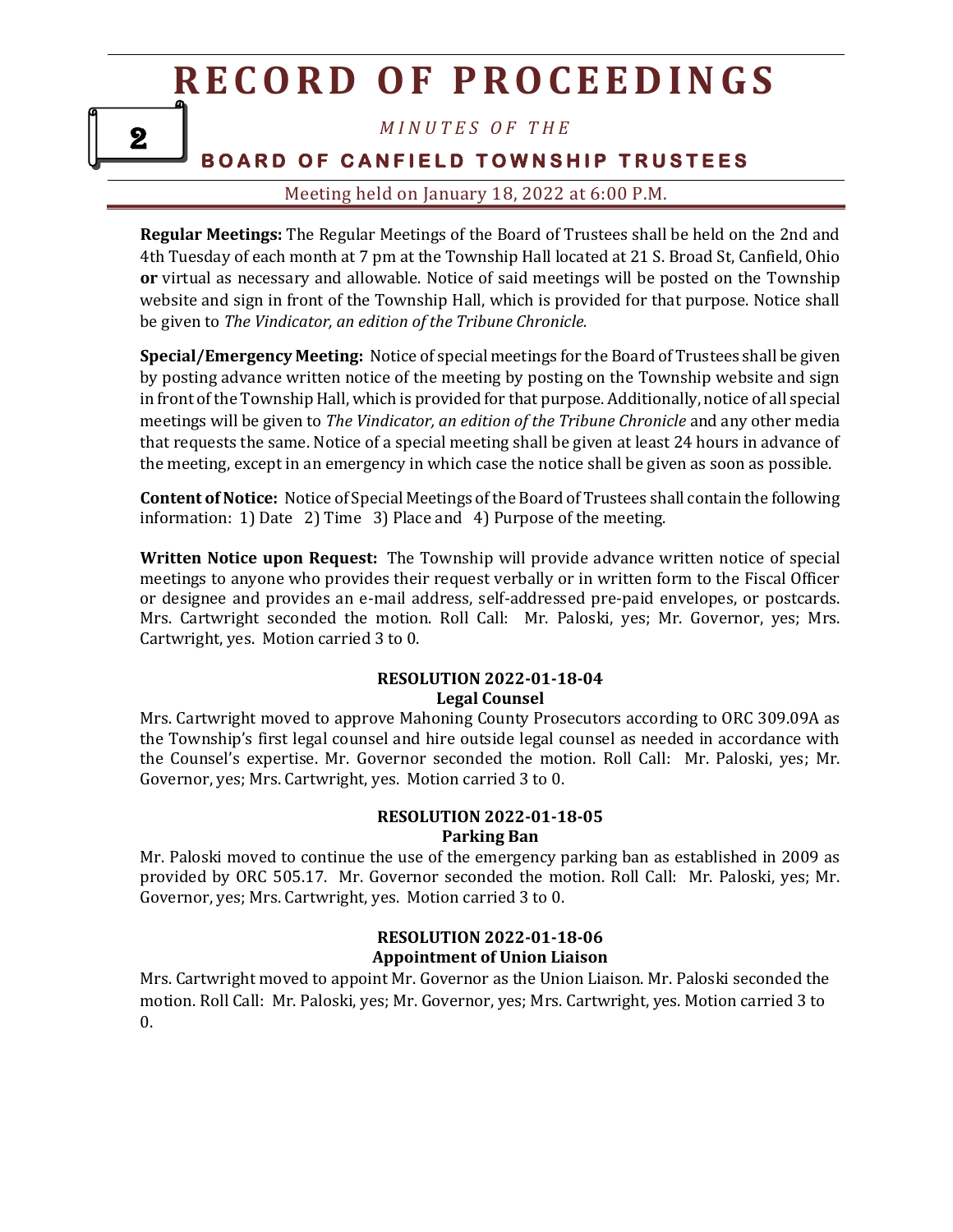**Regular Meetings:** The Regular Meetings of the Board of Trustees shall be held on the 2nd and 4th Tuesday of each month at 7 pm at the Township Hall located at 21 S. Broad St, Canfield, Ohio **or** virtual as necessary and allowable. Notice of said meetings will be posted on the Township website and sign in front of the Township Hall, which is provided for that purpose. Notice shall be given to *The Vindicator, an edition of the Tribune Chronicle.*

**Special/Emergency Meeting:** Notice of special meetings for the Board of Trustees shall be given by posting advance written notice of the meeting by posting on the Township website and sign in front of the Township Hall, which is provided for that purpose. Additionally, notice of all special meetings will be given to *The Vindicator, an edition of the Tribune Chronicle* and any other media that requests the same. Notice of a special meeting shall be given at least 24 hours in advance of the meeting, except in an emergency in which case the notice shall be given as soon as possible.

**Content of Notice:** Notice of Special Meetings of the Board of Trustees shall contain the following information: 1) Date 2) Time 3) Place and 4) Purpose of the meeting.

**Written Notice upon Request:** The Township will provide advance written notice of special meetings to anyone who provides their request verbally or in written form to the Fiscal Officer or designee and provides an e-mail address, self-addressed pre-paid envelopes, or postcards. Mrs. Cartwright seconded the motion. Roll Call: Mr. Paloski, yes; Mr. Governor, yes; Mrs. Cartwright, yes. Motion carried 3 to 0.

**RESOLUTION 2022-01-18-04**
**Legal Counsel**

Mrs. Cartwright moved to approve Mahoning County Prosecutors according to ORC 309.09A as the Township's first legal counsel and hire outside legal counsel as needed in accordance with the Counsel's expertise. Mr. Governor seconded the motion. Roll Call: Mr. Paloski, yes; Mr. Governor, yes; Mrs. Cartwright, yes. Motion carried 3 to 0.

**RESOLUTION 2022-01-18-05**
**Parking Ban**

Mr. Paloski moved to continue the use of the emergency parking ban as established in 2009 as provided by ORC 505.17. Mr. Governor seconded the motion. Roll Call: Mr. Paloski, yes; Mr. Governor, yes; Mrs. Cartwright, yes. Motion carried 3 to 0.

**RESOLUTION 2022-01-18-06**
**Appointment of Union Liaison**

Mrs. Cartwright moved to appoint Mr. Governor as the Union Liaison. Mr. Paloski seconded the motion. Roll Call: Mr. Paloski, yes; Mr. Governor, yes; Mrs. Cartwright, yes. Motion carried 3 to 0.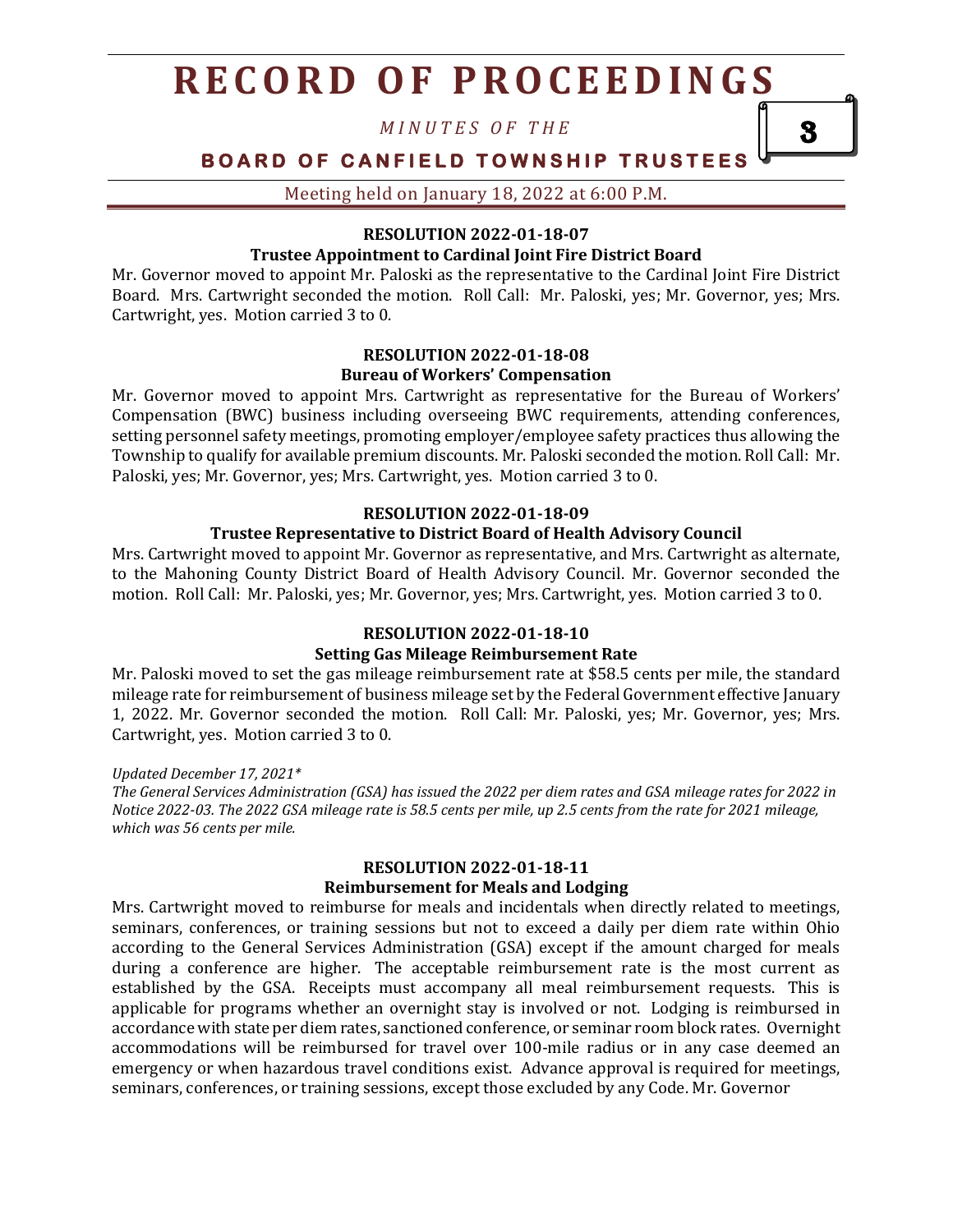#### RESOLUTION 2022-01-18-07

**Trustee Appointment to Cardinal Joint Fire District Board**

Mr. Governor moved to appoint Mr. Paloski as the representative to the Cardinal Joint Fire District Board. Mrs. Cartwright seconded the motion. Roll Call: Mr. Paloski, yes; Mr. Governor, yes; Mrs. Cartwright, yes. Motion carried 3 to 0.

#### RESOLUTION 2022-01-18-08

**Bureau of Workers' Compensation**

Mr. Governor moved to appoint Mrs. Cartwright as representative for the Bureau of Workers' Compensation (BWC) business including overseeing BWC requirements, attending conferences, setting personnel safety meetings, promoting employer/employee safety practices thus allowing the Township to qualify for available premium discounts. Mr. Paloski seconded the motion. Roll Call: Mr. Paloski, yes; Mr. Governor, yes; Mrs. Cartwright, yes. Motion carried 3 to 0.

#### RESOLUTION 2022-01-18-09

**Trustee Representative to District Board of Health Advisory Council**

Mrs. Cartwright moved to appoint Mr. Governor as representative, and Mrs. Cartwright as alternate, to the Mahoning County District Board of Health Advisory Council. Mr. Governor seconded the motion. Roll Call: Mr. Paloski, yes; Mr. Governor, yes; Mrs. Cartwright, yes. Motion carried 3 to 0.

#### RESOLUTION 2022-01-18-10

**Setting Gas Mileage Reimbursement Rate**

Mr. Paloski moved to set the gas mileage reimbursement rate at $58.5 cents per mile, the standard mileage rate for reimbursement of business mileage set by the Federal Government effective January 1, 2022. Mr. Governor seconded the motion. Roll Call: Mr. Paloski, yes; Mr. Governor, yes; Mrs. Cartwright, yes. Motion carried 3 to 0.

*Updated December 17, 2021**

*The General Services Administration (GSA) has issued the 2022 per diem rates and GSA mileage rates for 2022 in Notice 2022-03. The 2022 GSA mileage rate is 58.5 cents per mile, up 2.5 cents from the rate for 2021 mileage, which was 56 cents per mile.*

#### RESOLUTION 2022-01-18-11

**Reimbursement for Meals and Lodging**

Mrs. Cartwright moved to reimburse for meals and incidentals when directly related to meetings, seminars, conferences, or training sessions but not to exceed a daily per diem rate within Ohio according to the General Services Administration (GSA) except if the amount charged for meals during a conference are higher. The acceptable reimbursement rate is the most current as established by the GSA. Receipts must accompany all meal reimbursement requests. This is applicable for programs whether an overnight stay is involved or not. Lodging is reimbursed in accordance with state per diem rates, sanctioned conference, or seminar room block rates. Overnight accommodations will be reimbursed for travel over 100-mile radius or in any case deemed an emergency or when hazardous travel conditions exist. Advance approval is required for meetings, seminars, conferences, or training sessions, except those excluded by any Code. Mr. Governor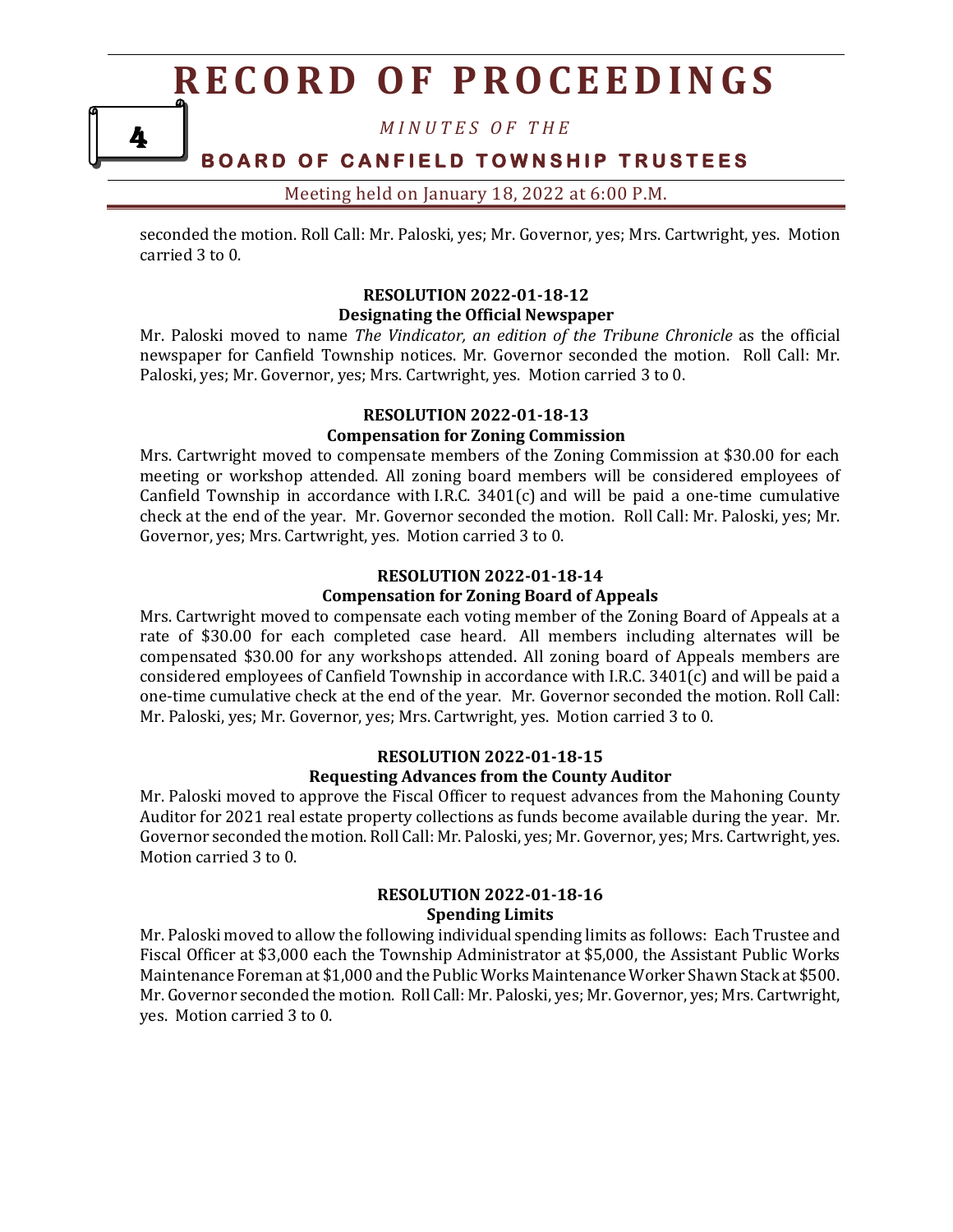seconded the motion. Roll Call: Mr. Paloski, yes; Mr. Governor, yes; Mrs. Cartwright, yes. Motion carried 3 to 0.

**RESOLUTION 2022-01-18-12**
**Designating the Official Newspaper**

Mr. Paloski moved to name *The Vindicator, an edition of the Tribune Chronicle* as the official newspaper for Canfield Township notices. Mr. Governor seconded the motion. Roll Call: Mr. Paloski, yes; Mr. Governor, yes; Mrs. Cartwright, yes. Motion carried 3 to 0.

**RESOLUTION 2022-01-18-13**
**Compensation for Zoning Commission**

Mrs. Cartwright moved to compensate members of the Zoning Commission at $30.00 for each meeting or workshop attended. All zoning board members will be considered employees of Canfield Township in accordance with I.R.C. 3401(c) and will be paid a one-time cumulative check at the end of the year. Mr. Governor seconded the motion. Roll Call: Mr. Paloski, yes; Mr. Governor, yes; Mrs. Cartwright, yes. Motion carried 3 to 0.

**RESOLUTION 2022-01-18-14**
**Compensation for Zoning Board of Appeals**

Mrs. Cartwright moved to compensate each voting member of the Zoning Board of Appeals at a rate of $30.00 for each completed case heard. All members including alternates will be compensated $30.00 for any workshops attended. All zoning board of Appeals members are considered employees of Canfield Township in accordance with I.R.C. 3401(c) and will be paid a one-time cumulative check at the end of the year. Mr. Governor seconded the motion. Roll Call: Mr. Paloski, yes; Mr. Governor, yes; Mrs. Cartwright, yes. Motion carried 3 to 0.

**RESOLUTION 2022-01-18-15**
**Requesting Advances from the County Auditor**

Mr. Paloski moved to approve the Fiscal Officer to request advances from the Mahoning County Auditor for 2021 real estate property collections as funds become available during the year. Mr. Governor seconded the motion. Roll Call: Mr. Paloski, yes; Mr. Governor, yes; Mrs. Cartwright, yes. Motion carried 3 to 0.

**RESOLUTION 2022-01-18-16**
**Spending Limits**

Mr. Paloski moved to allow the following individual spending limits as follows: Each Trustee and Fiscal Officer at $3,000 each the Township Administrator at $5,000, the Assistant Public Works Maintenance Foreman at $1,000 and the Public Works Maintenance Worker Shawn Stack at $500. Mr. Governor seconded the motion. Roll Call: Mr. Paloski, yes; Mr. Governor, yes; Mrs. Cartwright, yes. Motion carried 3 to 0.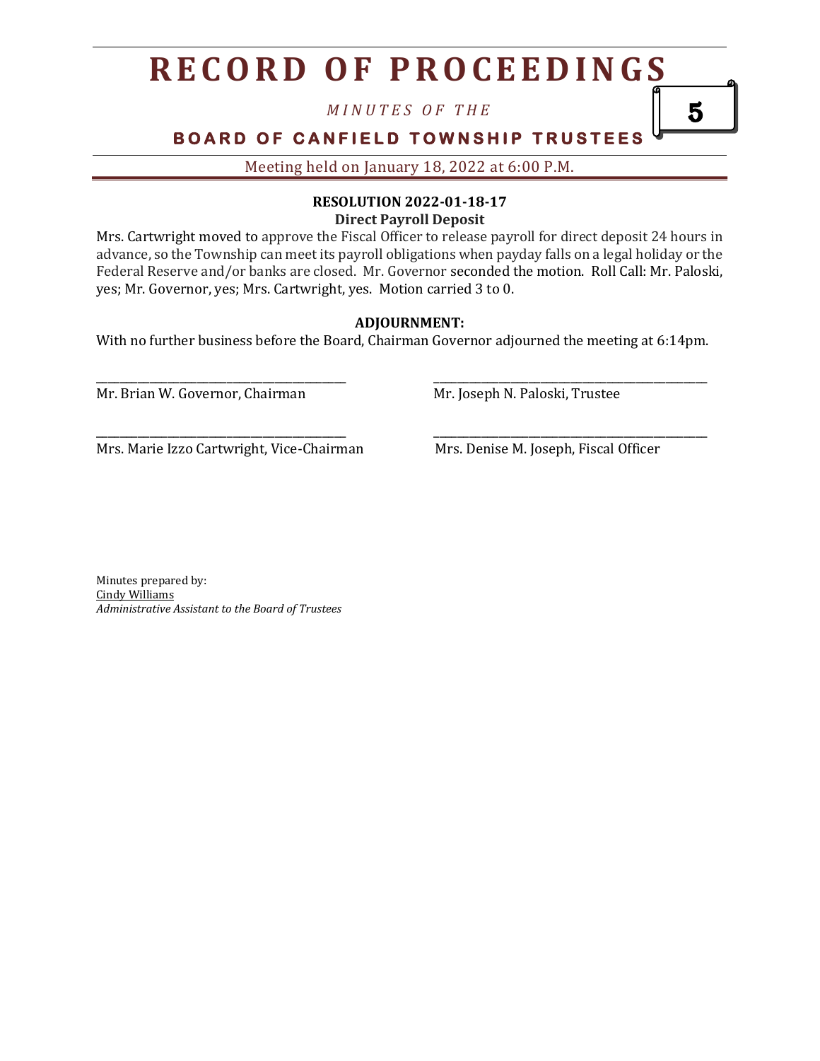**RESOLUTION 2022-01-18-17**
**Direct Payroll Deposit**

Mrs. Cartwright moved to approve the Fiscal Officer to release payroll for direct deposit 24 hours in advance, so the Township can meet its payroll obligations when payday falls on a legal holiday or the Federal Reserve and/or banks are closed. Mr. Governor seconded the motion. Roll Call: Mr. Paloski, yes; Mr. Governor, yes; Mrs. Cartwright, yes. Motion carried 3 to 0.

**ADJOURNMENT:**

With no further business before the Board, Chairman Governor adjourned the meeting at 6:14pm.

| | |
|---|---|
| ______________________________ | ______________________________ |
| Mr. Brian W. Governor, Chairman | Mr. Joseph N. Paloski, Trustee |
| ______________________________ | ______________________________ |
| Mrs. Marie Izzo Cartwright, Vice-Chairman | Mrs. Denise M. Joseph, Fiscal Officer |

Minutes prepared by:
Cindy Williams
*Administrative Assistant to the Board of Trustees*